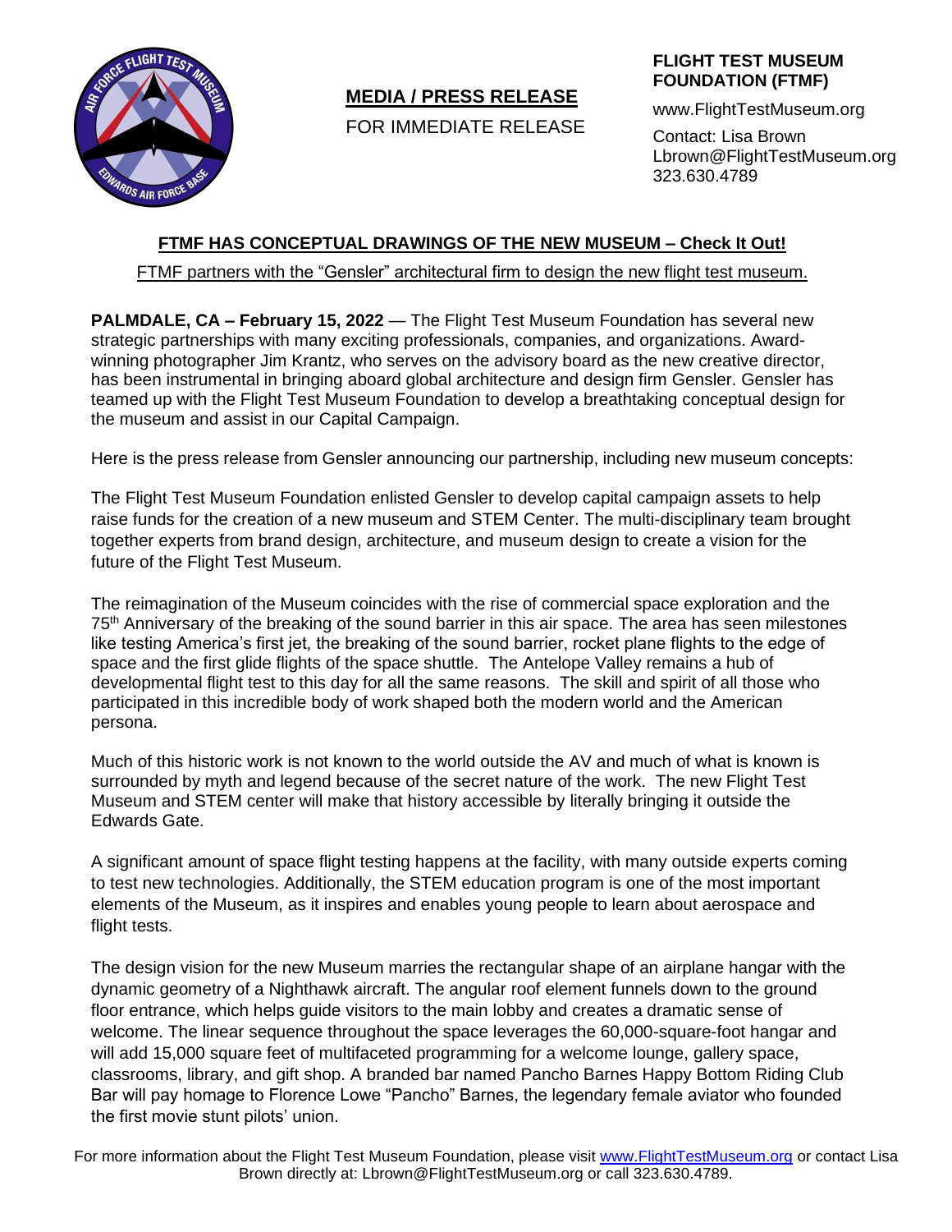**MEDIA / PRESS RELEASE**

FOR IMMEDIATE RELEASE

**FLIGHT TEST MUSEUM FOUNDATION (FTMF)**

www.FlightTestMuseum.org

Contact: Lisa Brown
Lbrown@FlightTestMuseum.org
323.630.4789

## FTMF HAS CONCEPTUAL DRAWINGS OF THE NEW MUSEUM – Check It Out!

FTMF partners with the "Gensler" architectural firm to design the new flight test museum.

**PALMDALE, CA – February 15, 2022** — The Flight Test Museum Foundation has several new strategic partnerships with many exciting professionals, companies, and organizations. Award-winning photographer Jim Krantz, who serves on the advisory board as the new creative director, has been instrumental in bringing aboard global architecture and design firm Gensler. Gensler has teamed up with the Flight Test Museum Foundation to develop a breathtaking conceptual design for the museum and assist in our Capital Campaign.

Here is the press release from Gensler announcing our partnership, including new museum concepts:

The Flight Test Museum Foundation enlisted Gensler to develop capital campaign assets to help raise funds for the creation of a new museum and STEM Center. The multi-disciplinary team brought together experts from brand design, architecture, and museum design to create a vision for the future of the Flight Test Museum.

The reimagination of the Museum coincides with the rise of commercial space exploration and the 75th Anniversary of the breaking of the sound barrier in this air space. The area has seen milestones like testing America's first jet, the breaking of the sound barrier, rocket plane flights to the edge of space and the first glide flights of the space shuttle. The Antelope Valley remains a hub of developmental flight test to this day for all the same reasons. The skill and spirit of all those who participated in this incredible body of work shaped both the modern world and the American persona.

Much of this historic work is not known to the world outside the AV and much of what is known is surrounded by myth and legend because of the secret nature of the work. The new Flight Test Museum and STEM center will make that history accessible by literally bringing it outside the Edwards Gate.

A significant amount of space flight testing happens at the facility, with many outside experts coming to test new technologies. Additionally, the STEM education program is one of the most important elements of the Museum, as it inspires and enables young people to learn about aerospace and flight tests.

The design vision for the new Museum marries the rectangular shape of an airplane hangar with the dynamic geometry of a Nighthawk aircraft. The angular roof element funnels down to the ground floor entrance, which helps guide visitors to the main lobby and creates a dramatic sense of welcome. The linear sequence throughout the space leverages the 60,000-square-foot hangar and will add 15,000 square feet of multifaceted programming for a welcome lounge, gallery space, classrooms, library, and gift shop. A branded bar named Pancho Barnes Happy Bottom Riding Club Bar will pay homage to Florence Lowe "Pancho" Barnes, the legendary female aviator who founded the first movie stunt pilots' union.

For more information about the Flight Test Museum Foundation, please visit www.FlightTestMuseum.org or contact Lisa Brown directly at: Lbrown@FlightTestMuseum.org or call 323.630.4789.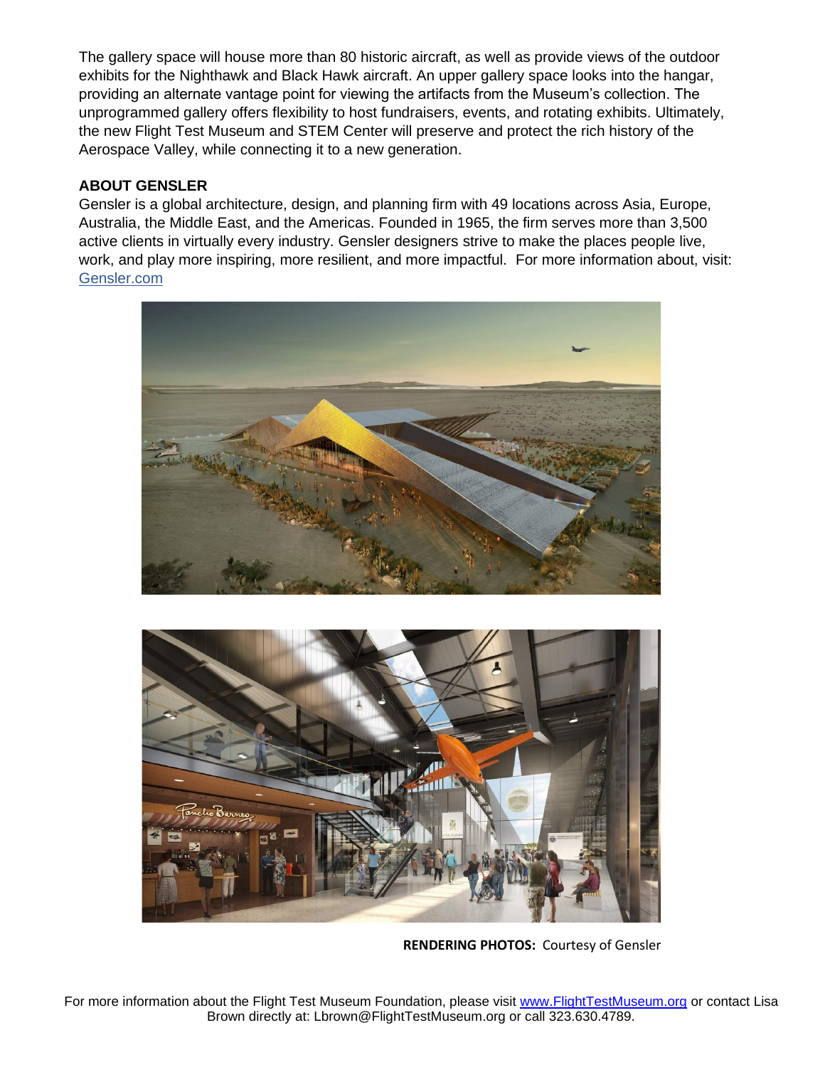The gallery space will house more than 80 historic aircraft, as well as provide views of the outdoor exhibits for the Nighthawk and Black Hawk aircraft. An upper gallery space looks into the hangar, providing an alternate vantage point for viewing the artifacts from the Museum's collection. The unprogrammed gallery offers flexibility to host fundraisers, events, and rotating exhibits. Ultimately, the new Flight Test Museum and STEM Center will preserve and protect the rich history of the Aerospace Valley, while connecting it to a new generation.

**ABOUT GENSLER**

Gensler is a global architecture, design, and planning firm with 49 locations across Asia, Europe, Australia, the Middle East, and the Americas. Founded in 1965, the firm serves more than 3,500 active clients in virtually every industry. Gensler designers strive to make the places people live, work, and play more inspiring, more resilient, and more impactful. For more information about, visit: [Gensler.com](Gensler.com)

**RENDERING PHOTOS:** Courtesy of Gensler

For more information about the Flight Test Museum Foundation, please visit [www.FlightTestMuseum.org](www.FlightTestMuseum.org) or contact Lisa Brown directly at: Lbrown@FlightTestMuseum.org or call 323.630.4789.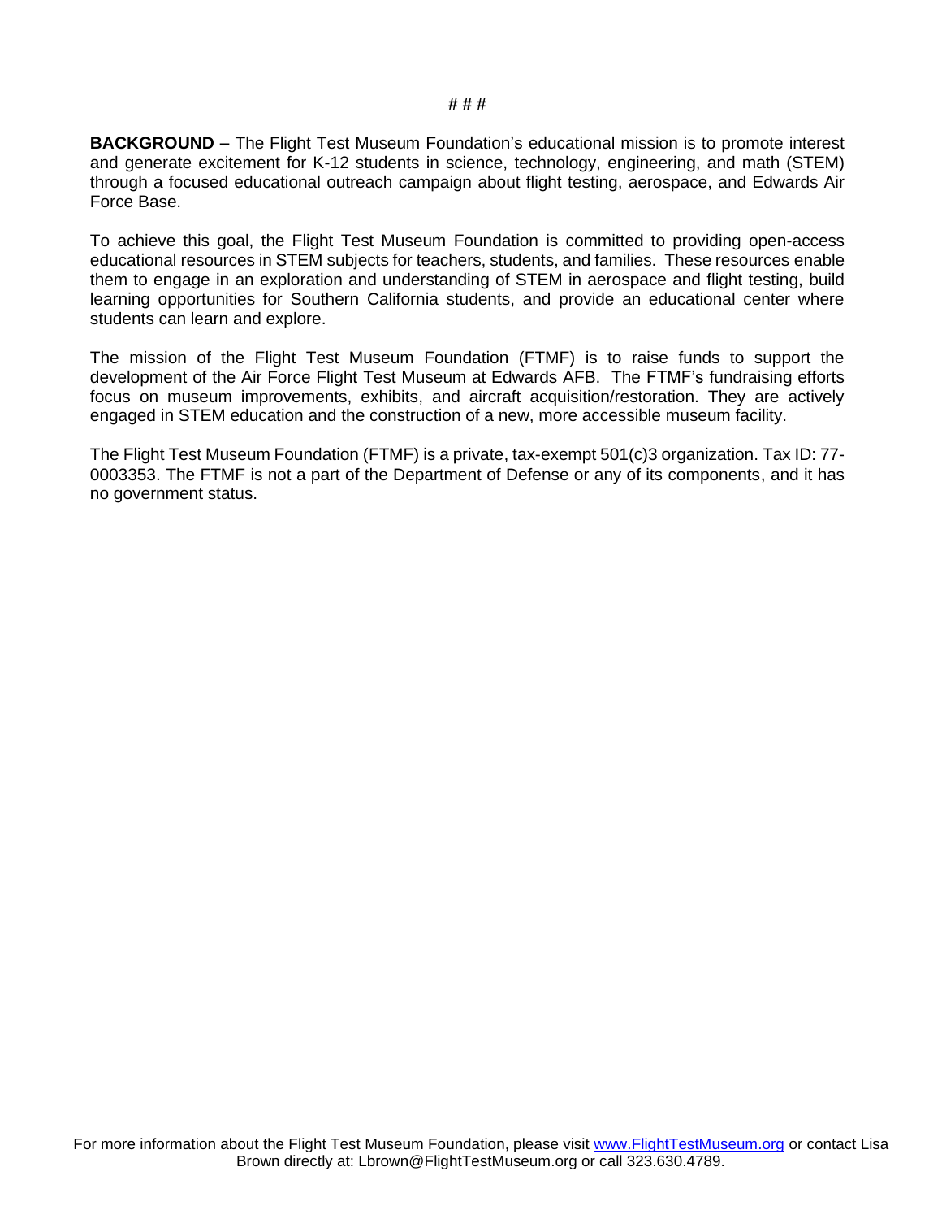# # #

**BACKGROUND –** The Flight Test Museum Foundation's educational mission is to promote interest and generate excitement for K-12 students in science, technology, engineering, and math (STEM) through a focused educational outreach campaign about flight testing, aerospace, and Edwards Air Force Base.

To achieve this goal, the Flight Test Museum Foundation is committed to providing open-access educational resources in STEM subjects for teachers, students, and families. These resources enable them to engage in an exploration and understanding of STEM in aerospace and flight testing, build learning opportunities for Southern California students, and provide an educational center where students can learn and explore.

The mission of the Flight Test Museum Foundation (FTMF) is to raise funds to support the development of the Air Force Flight Test Museum at Edwards AFB. The FTMF's fundraising efforts focus on museum improvements, exhibits, and aircraft acquisition/restoration. They are actively engaged in STEM education and the construction of a new, more accessible museum facility.

The Flight Test Museum Foundation (FTMF) is a private, tax-exempt 501(c)3 organization. Tax ID: 77-0003353. The FTMF is not a part of the Department of Defense or any of its components, and it has no government status.

For more information about the Flight Test Museum Foundation, please visit [www.FlightTestMuseum.org](http://www.FlightTestMuseum.org) or contact Lisa Brown directly at: Lbrown@FlightTestMuseum.org or call 323.630.4789.